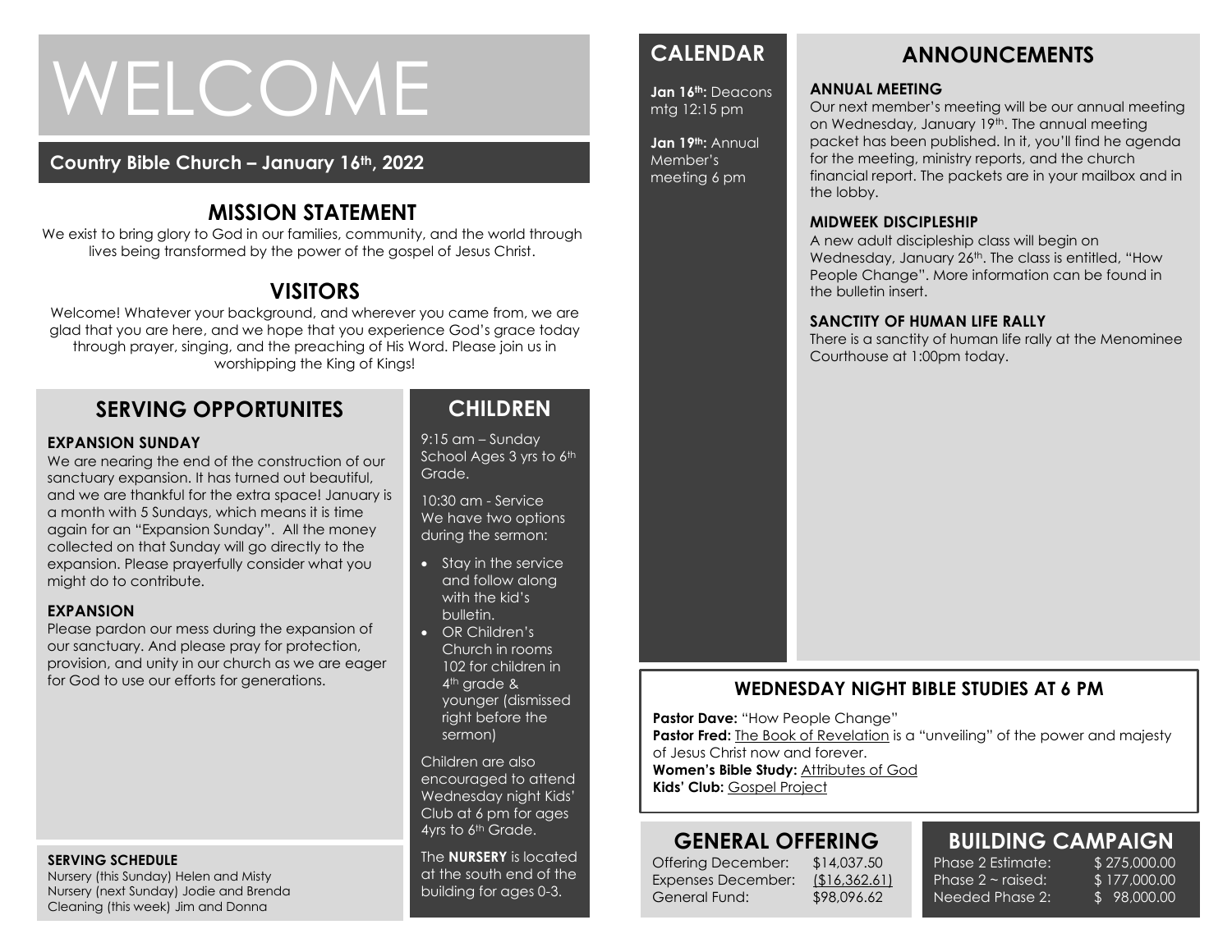# WELCOME

**Country Bible Church – January 16th, 2022**

## MISSION STATEMENT

We exist to bring glory to God in our families, community, and the world through lives being transformed by the power of the gospel of Jesus Christ.

## VISITORS

Welcome! Whatever your background, and wherever you came from, we are glad that you are here, and we hope that you experience God's grace today through prayer, singing, and the preaching of His Word. Please join us in worshipping the King of Kings!

## SERVING OPPORTUNITES

### EXPANSION SUNDAY

We are nearing the end of the construction of our sanctuary expansion. It has turned out beautiful, and we are thankful for the extra space! January is a month with 5 Sundays, which means it is time again for an "Expansion Sunday". All the money collected on that Sunday will go directly to the expansion. Please prayerfully consider what you might do to contribute.

### EXPANSION

Please pardon our mess during the expansion of our sanctuary. And please pray for protection, provision, and unity in our church as we are eager for God to use our efforts for generations.

### SERVING SCHEDULE

Nursery (this Sunday) Helen and Misty
Nursery (next Sunday) Jodie and Brenda
Cleaning (this week) Jim and Donna

## CHILDREN

9:15 am – Sunday School Ages 3 yrs to 6th Grade.

10:30 am - Service We have two options during the sermon:

- Stay in the service and follow along with the kid's bulletin.
- OR Children's Church in rooms 102 for children in 4th grade & younger (dismissed right before the sermon)

Children are also encouraged to attend Wednesday night Kids' Club at 6 pm for ages 4yrs to 6th Grade.

The **NURSERY** is located at the south end of the building for ages 0-3.

## CALENDAR

**Jan 16th:** Deacons mtg 12:15 pm

**Jan 19th:** Annual Member's meeting 6 pm

## ANNOUNCEMENTS

### ANNUAL MEETING

Our next member's meeting will be our annual meeting on Wednesday, January 19th. The annual meeting packet has been published. In it, you'll find he agenda for the meeting, ministry reports, and the church financial report. The packets are in your mailbox and in the lobby.

### MIDWEEK DISCIPLESHIP

A new adult discipleship class will begin on Wednesday, January 26th. The class is entitled, "How People Change". More information can be found in the bulletin insert.

### SANCTITY OF HUMAN LIFE RALLY

There is a sanctity of human life rally at the Menominee Courthouse at 1:00pm today.

## WEDNESDAY NIGHT BIBLE STUDIES AT 6 PM

**Pastor Dave:** "How People Change"
**Pastor Fred:** The Book of Revelation is a "unveiling" of the power and majesty of Jesus Christ now and forever.
**Women's Bible Study:** Attributes of God
**Kids' Club:** Gospel Project

## GENERAL OFFERING

| | |
|---|---|
| Offering December: | $14,037.50 |
| Expenses December: | ($16,362.61) |
| General Fund: | $98,096.62 |

## BUILDING CAMPAIGN

| | |
|---|---|
| Phase 2 Estimate: | $ 275,000.00 |
| Phase 2 ~ raised: | $ 177,000.00 |
| Needed Phase 2: | $ 98,000.00 |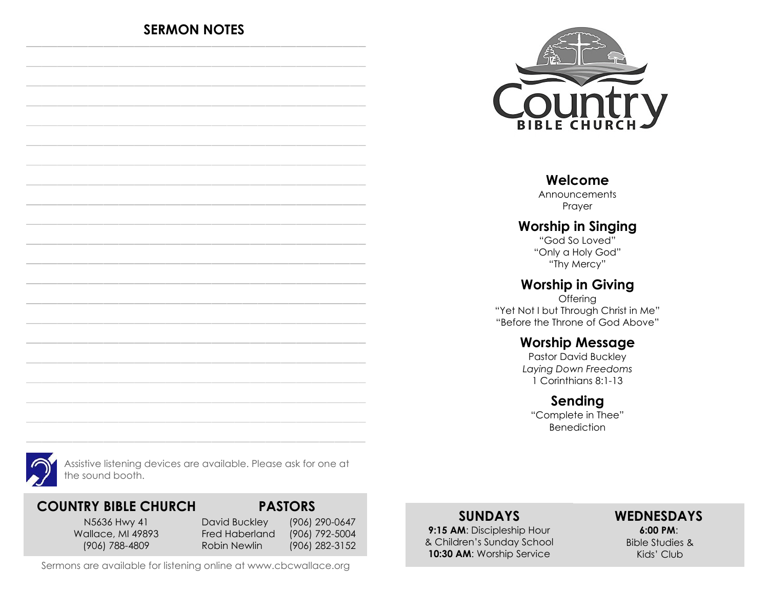## SERMON NOTES

Assistive listening devices are available. Please ask for one at the sound booth.

### COUNTRY BIBLE CHURCH

N5636 Hwy 41
Wallace, MI 49893
(906) 788-4809

### PASTORS

| | |
|---|---|
| David Buckley | (906) 290-0647 |
| Fred Haberland | (906) 792-5004 |
| Robin Newlin | (906) 282-3152 |

Sermons are available for listening online at www.cbcwallace.org

# Country BIBLE CHURCH

### Welcome

Announcements
Prayer

### Worship in Singing

"God So Loved"
"Only a Holy God"
"Thy Mercy"

### Worship in Giving

Offering
"Yet Not I but Through Christ in Me"
"Before the Throne of God Above"

### Worship Message

Pastor David Buckley
*Laying Down Freedoms*
1 Corinthians 8:1-13

### Sending

"Complete in Thee"
Benediction

### SUNDAYS

**9:15 AM**: Discipleship Hour & Children's Sunday School
**10:30 AM**: Worship Service

### WEDNESDAYS

**6:00 PM**:
Bible Studies & Kids' Club